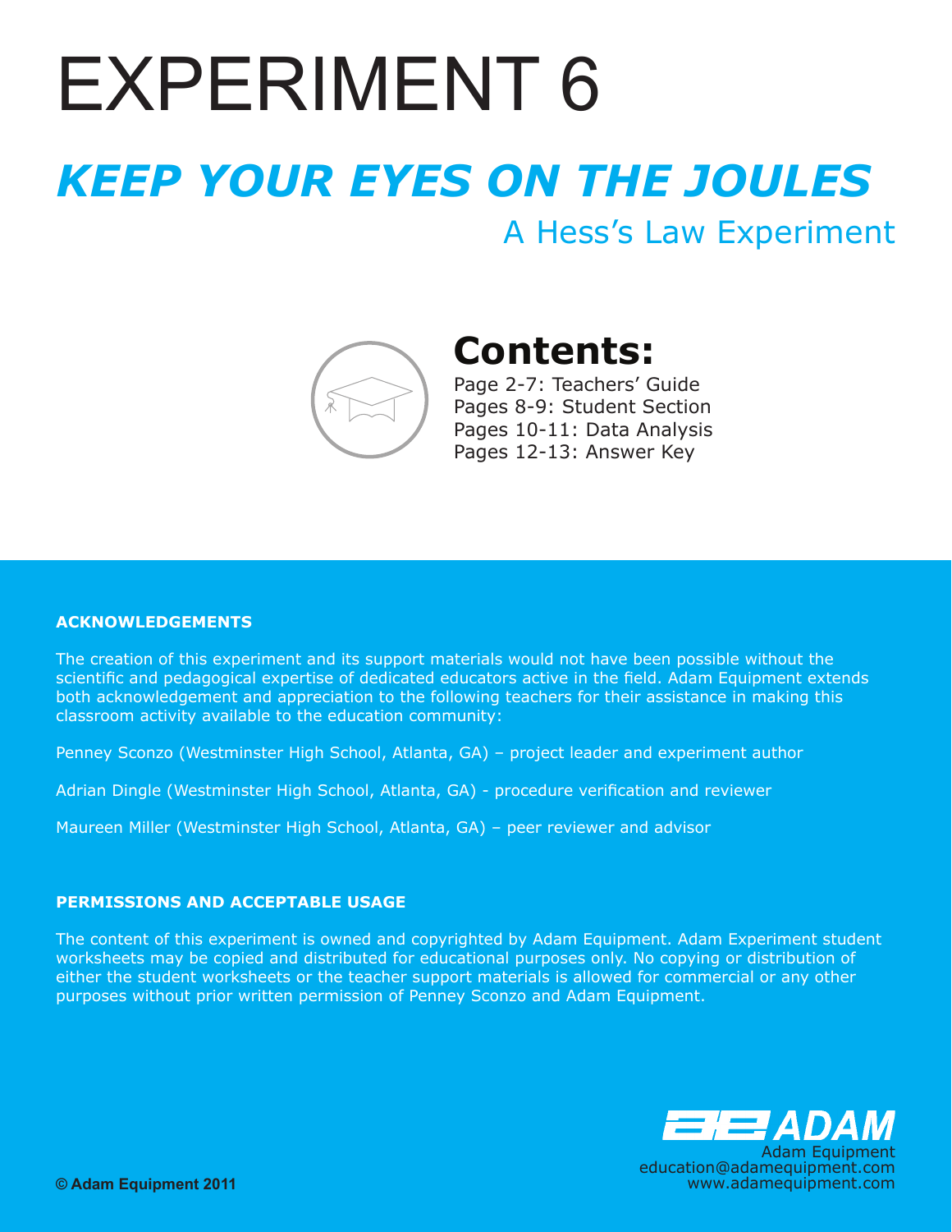# EXPERIMENT 6

## *KEEP YOUR EYES ON THE JOULES*

### A Hess's Law Experiment

## Contents:

Page 2-7: Teachers' Guide
Pages 8-9: Student Section
Pages 10-11: Data Analysis
Pages 12-13: Answer Key

**ACKNOWLEDGEMENTS**

The creation of this experiment and its support materials would not have been possible without the scientific and pedagogical expertise of dedicated educators active in the field. Adam Equipment extends both acknowledgement and appreciation to the following teachers for their assistance in making this classroom activity available to the education community:

Penney Sconzo (Westminster High School, Atlanta, GA) – project leader and experiment author

Adrian Dingle (Westminster High School, Atlanta, GA) - procedure verification and reviewer

Maureen Miller (Westminster High School, Atlanta, GA) – peer reviewer and advisor

**PERMISSIONS AND ACCEPTABLE USAGE**

The content of this experiment is owned and copyrighted by Adam Equipment. Adam Experiment student worksheets may be copied and distributed for educational purposes only. No copying or distribution of either the student worksheets or the teacher support materials is allowed for commercial or any other purposes without prior written permission of Penney Sconzo and Adam Equipment.

ADAM
Adam Equipment
education@adamequipment.com
www.adamequipment.com

**© Adam Equipment 2011**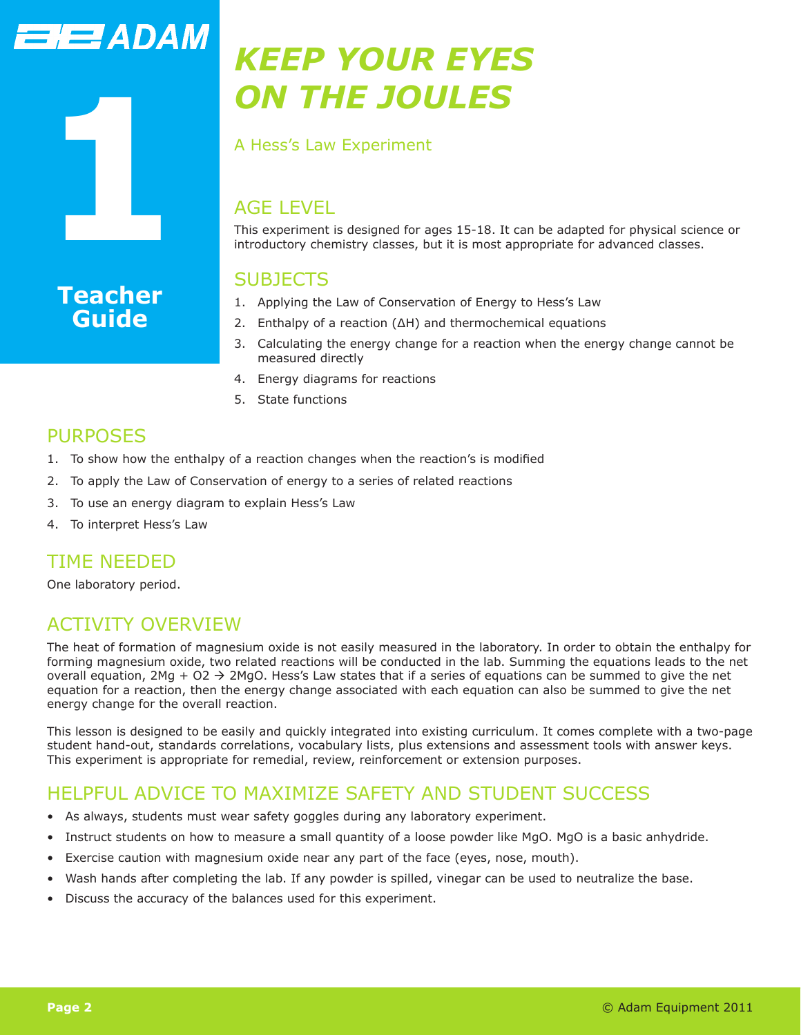ADAM

# 1

**Teacher Guide**

# KEEP YOUR EYES ON THE JOULES

A Hess's Law Experiment

## AGE LEVEL

This experiment is designed for ages 15-18. It can be adapted for physical science or introductory chemistry classes, but it is most appropriate for advanced classes.

## SUBJECTS

1. Applying the Law of Conservation of Energy to Hess's Law
2. Enthalpy of a reaction (ΔH) and thermochemical equations
3. Calculating the energy change for a reaction when the energy change cannot be measured directly
4. Energy diagrams for reactions
5. State functions

## PURPOSES

1. To show how the enthalpy of a reaction changes when the reaction's is modified
2. To apply the Law of Conservation of energy to a series of related reactions
3. To use an energy diagram to explain Hess's Law
4. To interpret Hess's Law

## TIME NEEDED

One laboratory period.

## ACTIVITY OVERVIEW

The heat of formation of magnesium oxide is not easily measured in the laboratory. In order to obtain the enthalpy for forming magnesium oxide, two related reactions will be conducted in the lab. Summing the equations leads to the net overall equation, $2Mg + O2 \rightarrow 2MgO$. Hess's Law states that if a series of equations can be summed to give the net equation for a reaction, then the energy change associated with each equation can also be summed to give the net energy change for the overall reaction.

This lesson is designed to be easily and quickly integrated into existing curriculum. It comes complete with a two-page student hand-out, standards correlations, vocabulary lists, plus extensions and assessment tools with answer keys. This experiment is appropriate for remedial, review, reinforcement or extension purposes.

## HELPFUL ADVICE TO MAXIMIZE SAFETY AND STUDENT SUCCESS

- As always, students must wear safety goggles during any laboratory experiment.
- Instruct students on how to measure a small quantity of a loose powder like MgO. MgO is a basic anhydride.
- Exercise caution with magnesium oxide near any part of the face (eyes, nose, mouth).
- Wash hands after completing the lab. If any powder is spilled, vinegar can be used to neutralize the base.
- Discuss the accuracy of the balances used for this experiment.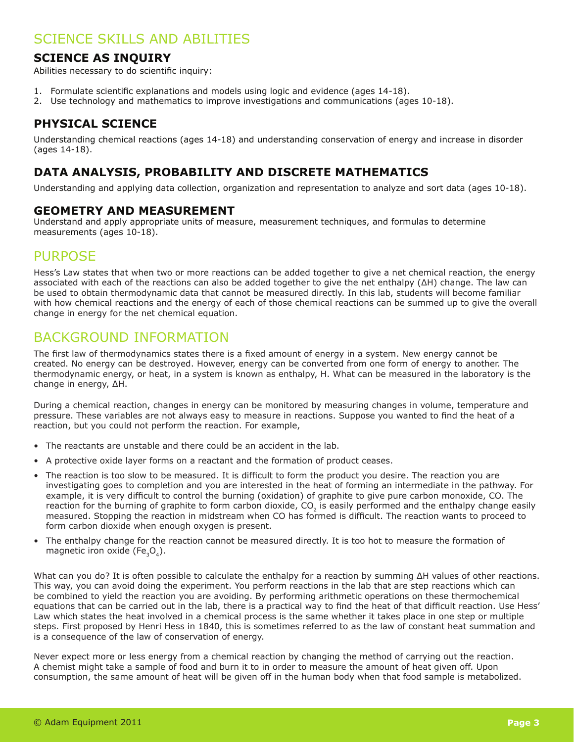# SCIENCE SKILLS AND ABILITIES

## SCIENCE AS INQUIRY

Abilities necessary to do scientific inquiry:

1. Formulate scientific explanations and models using logic and evidence (ages 14-18).
2. Use technology and mathematics to improve investigations and communications (ages 10-18).

## PHYSICAL SCIENCE

Understanding chemical reactions (ages 14-18) and understanding conservation of energy and increase in disorder (ages 14-18).

## DATA ANALYSIS, PROBABILITY AND DISCRETE MATHEMATICS

Understanding and applying data collection, organization and representation to analyze and sort data (ages 10-18).

## GEOMETRY AND MEASUREMENT

Understand and apply appropriate units of measure, measurement techniques, and formulas to determine measurements (ages 10-18).

# PURPOSE

Hess's Law states that when two or more reactions can be added together to give a net chemical reaction, the energy associated with each of the reactions can also be added together to give the net enthalpy ($\Delta H$) change. The law can be used to obtain thermodynamic data that cannot be measured directly. In this lab, students will become familiar with how chemical reactions and the energy of each of those chemical reactions can be summed up to give the overall change in energy for the net chemical equation.

# BACKGROUND INFORMATION

The first law of thermodynamics states there is a fixed amount of energy in a system. New energy cannot be created. No energy can be destroyed. However, energy can be converted from one form of energy to another. The thermodynamic energy, or heat, in a system is known as enthalpy, H. What can be measured in the laboratory is the change in energy, $\Delta H$.

During a chemical reaction, changes in energy can be monitored by measuring changes in volume, temperature and pressure. These variables are not always easy to measure in reactions. Suppose you wanted to find the heat of a reaction, but you could not perform the reaction. For example,

- The reactants are unstable and there could be an accident in the lab.
- A protective oxide layer forms on a reactant and the formation of product ceases.
- The reaction is too slow to be measured. It is difficult to form the product you desire. The reaction you are investigating goes to completion and you are interested in the heat of forming an intermediate in the pathway. For example, it is very difficult to control the burning (oxidation) of graphite to give pure carbon monoxide, CO. The reaction for the burning of graphite to form carbon dioxide, $CO_2$ is easily performed and the enthalpy change easily measured. Stopping the reaction in midstream when CO has formed is difficult. The reaction wants to proceed to form carbon dioxide when enough oxygen is present.
- The enthalpy change for the reaction cannot be measured directly. It is too hot to measure the formation of magnetic iron oxide ($Fe_3O_4$).

What can you do? It is often possible to calculate the enthalpy for a reaction by summing $\Delta H$ values of other reactions. This way, you can avoid doing the experiment. You perform reactions in the lab that are step reactions which can be combined to yield the reaction you are avoiding. By performing arithmetic operations on these thermochemical equations that can be carried out in the lab, there is a practical way to find the heat of that difficult reaction. Use Hess' Law which states the heat involved in a chemical process is the same whether it takes place in one step or multiple steps. First proposed by Henri Hess in 1840, this is sometimes referred to as the law of constant heat summation and is a consequence of the law of conservation of energy.

Never expect more or less energy from a chemical reaction by changing the method of carrying out the reaction. A chemist might take a sample of food and burn it to in order to measure the amount of heat given off. Upon consumption, the same amount of heat will be given off in the human body when that food sample is metabolized.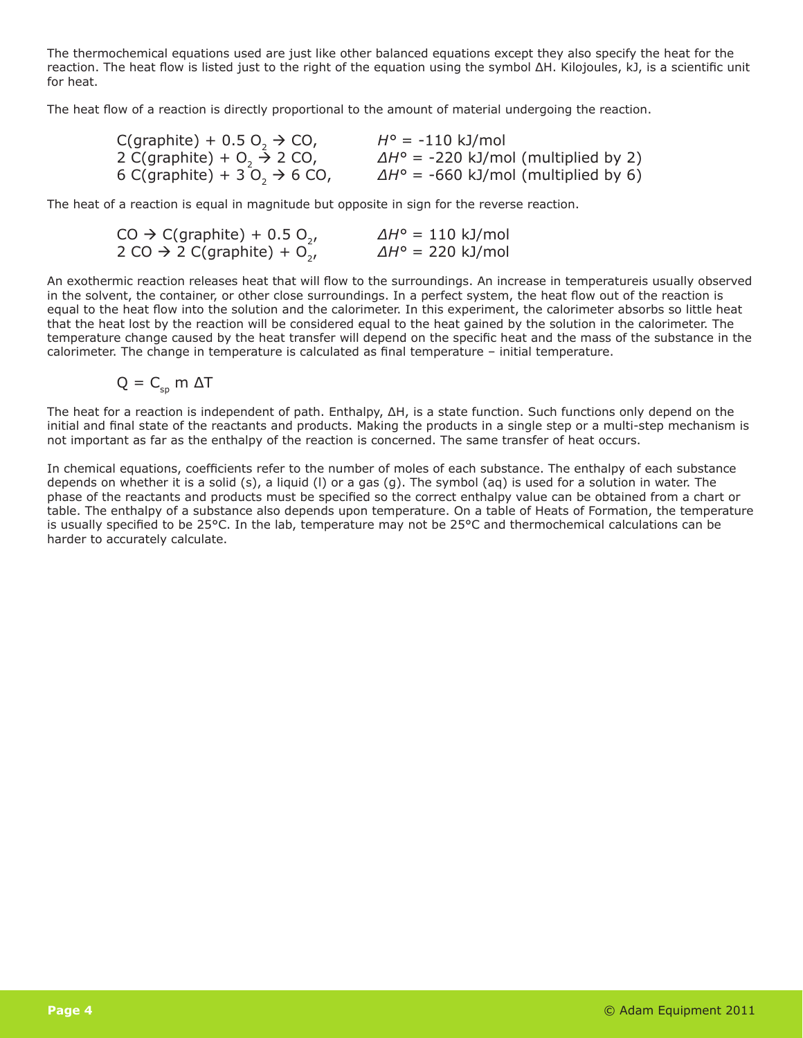The thermochemical equations used are just like other balanced equations except they also specify the heat for the reaction. The heat flow is listed just to the right of the equation using the symbol ΔH. Kilojoules, kJ, is a scientific unit for heat.

The heat flow of a reaction is directly proportional to the amount of material undergoing the reaction.

$$C(graphite) + 0.5\ O_2 \rightarrow CO, \qquad H° = -110\ kJ/mol$$
$$2\ C(graphite) + O_2 \rightarrow 2\ CO, \qquad \Delta H° = -220\ kJ/mol\ \text{(multiplied by 2)}$$
$$6\ C(graphite) + 3\ O_2 \rightarrow 6\ CO, \qquad \Delta H° = -660\ kJ/mol\ \text{(multiplied by 6)}$$

The heat of a reaction is equal in magnitude but opposite in sign for the reverse reaction.

$$CO \rightarrow C(graphite) + 0.5\ O_2, \qquad \Delta H° = 110\ kJ/mol$$
$$2\ CO \rightarrow 2\ C(graphite) + O_2, \qquad \Delta H° = 220\ kJ/mol$$

An exothermic reaction releases heat that will flow to the surroundings. An increase in temperatureis usually observed in the solvent, the container, or other close surroundings. In a perfect system, the heat flow out of the reaction is equal to the heat flow into the solution and the calorimeter. In this experiment, the calorimeter absorbs so little heat that the heat lost by the reaction will be considered equal to the heat gained by the solution in the calorimeter. The temperature change caused by the heat transfer will depend on the specific heat and the mass of the substance in the calorimeter. The change in temperature is calculated as final temperature – initial temperature.

$$Q = C_{sp}\ m\ \Delta T$$

The heat for a reaction is independent of path. Enthalpy, ΔH, is a state function. Such functions only depend on the initial and final state of the reactants and products. Making the products in a single step or a multi-step mechanism is not important as far as the enthalpy of the reaction is concerned. The same transfer of heat occurs.

In chemical equations, coefficients refer to the number of moles of each substance. The enthalpy of each substance depends on whether it is a solid (s), a liquid (l) or a gas (g). The symbol (aq) is used for a solution in water. The phase of the reactants and products must be specified so the correct enthalpy value can be obtained from a chart or table. The enthalpy of a substance also depends upon temperature. On a table of Heats of Formation, the temperature is usually specified to be 25°C. In the lab, temperature may not be 25°C and thermochemical calculations can be harder to accurately calculate.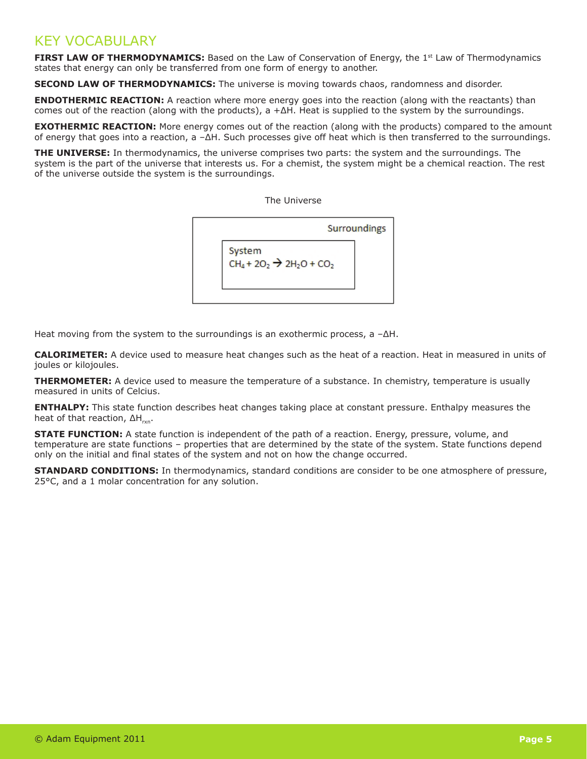## KEY VOCABULARY

**FIRST LAW OF THERMODYNAMICS:** Based on the Law of Conservation of Energy, the 1st Law of Thermodynamics states that energy can only be transferred from one form of energy to another.

**SECOND LAW OF THERMODYNAMICS:** The universe is moving towards chaos, randomness and disorder.

**ENDOTHERMIC REACTION:** A reaction where more energy goes into the reaction (along with the reactants) than comes out of the reaction (along with the products), a $+\Delta H$. Heat is supplied to the system by the surroundings.

**EXOTHERMIC REACTION:** More energy comes out of the reaction (along with the products) compared to the amount of energy that goes into a reaction, a $-\Delta H$. Such processes give off heat which is then transferred to the surroundings.

**THE UNIVERSE:** In thermodynamics, the universe comprises two parts: the system and the surroundings. The system is the part of the universe that interests us. For a chemist, the system might be a chemical reaction. The rest of the universe outside the system is the surroundings.

The Universe

Surroundings

System
$CH_4 + 2O_2 \rightarrow 2H_2O + CO_2$

Heat moving from the system to the surroundings is an exothermic process, a $-\Delta H$.

**CALORIMETER:** A device used to measure heat changes such as the heat of a reaction. Heat in measured in units of joules or kilojoules.

**THERMOMETER:** A device used to measure the temperature of a substance. In chemistry, temperature is usually measured in units of Celcius.

**ENTHALPY:** This state function describes heat changes taking place at constant pressure. Enthalpy measures the heat of that reaction, $\Delta H_{rxn}$.

**STATE FUNCTION:** A state function is independent of the path of a reaction. Energy, pressure, volume, and temperature are state functions – properties that are determined by the state of the system. State functions depend only on the initial and final states of the system and not on how the change occurred.

**STANDARD CONDITIONS:** In thermodynamics, standard conditions are consider to be one atmosphere of pressure, 25°C, and a 1 molar concentration for any solution.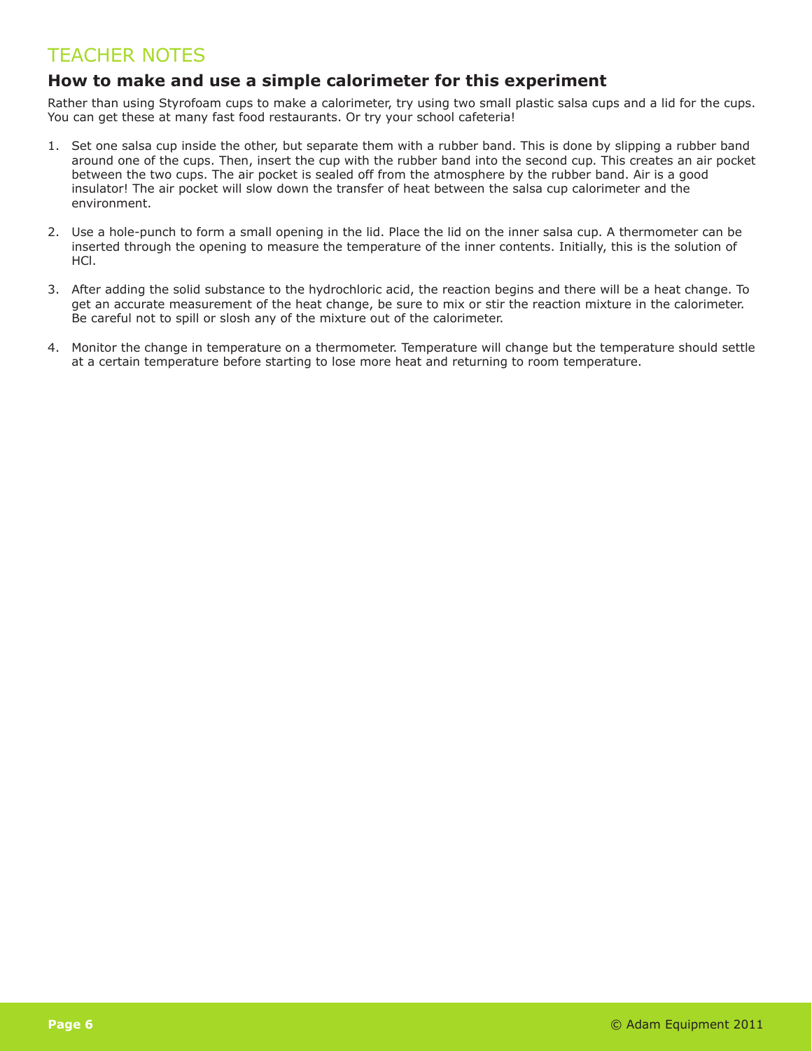# TEACHER NOTES

## How to make and use a simple calorimeter for this experiment

Rather than using Styrofoam cups to make a calorimeter, try using two small plastic salsa cups and a lid for the cups. You can get these at many fast food restaurants. Or try your school cafeteria!

1. Set one salsa cup inside the other, but separate them with a rubber band. This is done by slipping a rubber band around one of the cups. Then, insert the cup with the rubber band into the second cup. This creates an air pocket between the two cups. The air pocket is sealed off from the atmosphere by the rubber band. Air is a good insulator! The air pocket will slow down the transfer of heat between the salsa cup calorimeter and the environment.

2. Use a hole-punch to form a small opening in the lid. Place the lid on the inner salsa cup. A thermometer can be inserted through the opening to measure the temperature of the inner contents. Initially, this is the solution of HCl.

3. After adding the solid substance to the hydrochloric acid, the reaction begins and there will be a heat change. To get an accurate measurement of the heat change, be sure to mix or stir the reaction mixture in the calorimeter. Be careful not to spill or slosh any of the mixture out of the calorimeter.

4. Monitor the change in temperature on a thermometer. Temperature will change but the temperature should settle at a certain temperature before starting to lose more heat and returning to room temperature.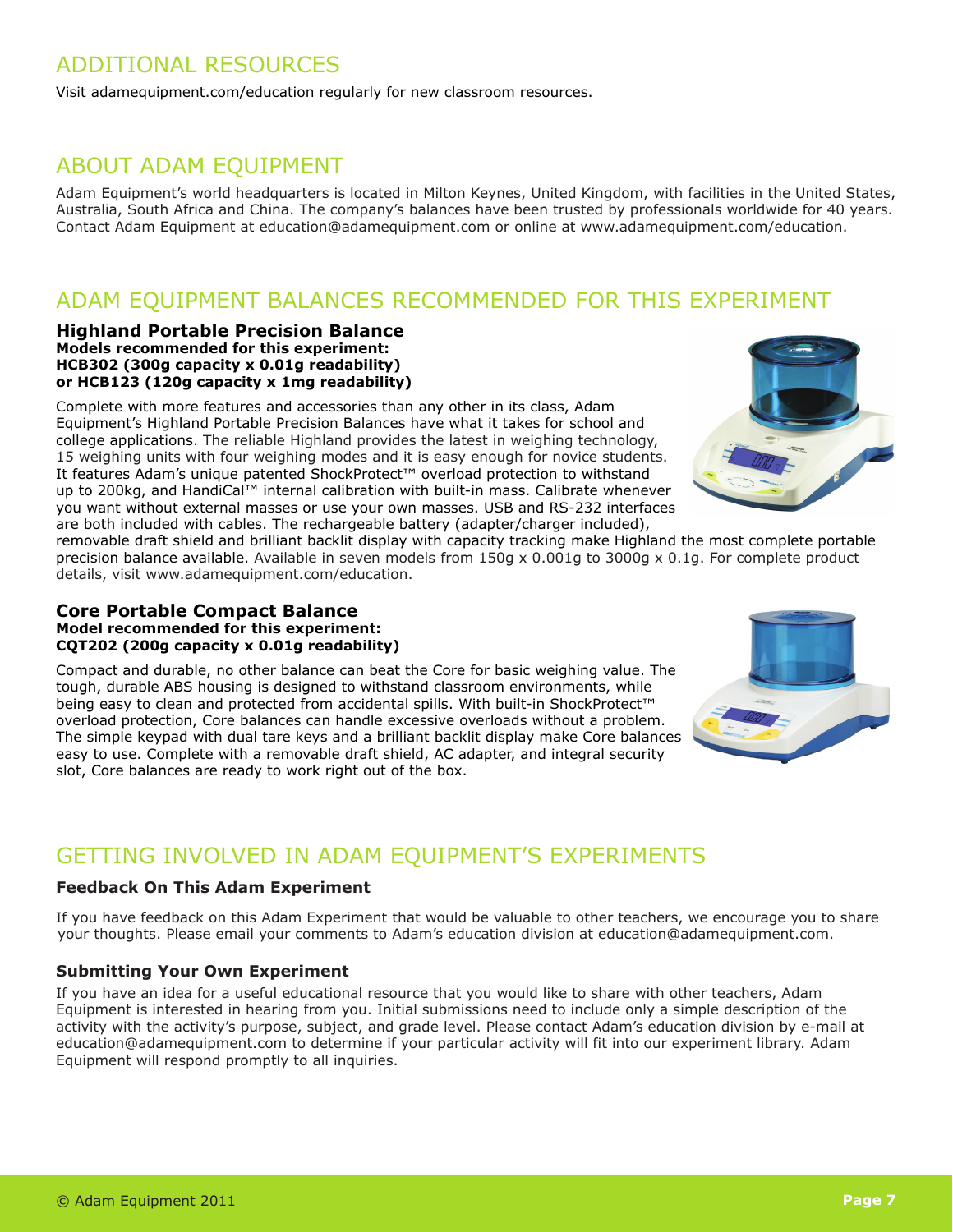## ADDITIONAL RESOURCES

Visit adamequipment.com/education regularly for new classroom resources.

## ABOUT ADAM EQUIPMENT

Adam Equipment's world headquarters is located in Milton Keynes, United Kingdom, with facilities in the United States, Australia, South Africa and China. The company's balances have been trusted by professionals worldwide for 40 years. Contact Adam Equipment at education@adamequipment.com or online at www.adamequipment.com/education.

## ADAM EQUIPMENT BALANCES RECOMMENDED FOR THIS EXPERIMENT

### Highland Portable Precision Balance

**Models recommended for this experiment:**
**HCB302 (300g capacity x 0.01g readability)**
**or HCB123 (120g capacity x 1mg readability)**

Complete with more features and accessories than any other in its class, Adam Equipment's Highland Portable Precision Balances have what it takes for school and college applications. The reliable Highland provides the latest in weighing technology, 15 weighing units with four weighing modes and it is easy enough for novice students. It features Adam's unique patented ShockProtect™ overload protection to withstand up to 200kg, and HandiCal™ internal calibration with built-in mass. Calibrate whenever you want without external masses or use your own masses. USB and RS-232 interfaces are both included with cables. The rechargeable battery (adapter/charger included), removable draft shield and brilliant backlit display with capacity tracking make Highland the most complete portable precision balance available. Available in seven models from 150g x 0.001g to 3000g x 0.1g. For complete product details, visit www.adamequipment.com/education.

### Core Portable Compact Balance

**Model recommended for this experiment:**
**CQT202 (200g capacity x 0.01g readability)**

Compact and durable, no other balance can beat the Core for basic weighing value. The tough, durable ABS housing is designed to withstand classroom environments, while being easy to clean and protected from accidental spills. With built-in ShockProtect™ overload protection, Core balances can handle excessive overloads without a problem. The simple keypad with dual tare keys and a brilliant backlit display make Core balances easy to use. Complete with a removable draft shield, AC adapter, and integral security slot, Core balances are ready to work right out of the box.

## GETTING INVOLVED IN ADAM EQUIPMENT'S EXPERIMENTS

### Feedback On This Adam Experiment

If you have feedback on this Adam Experiment that would be valuable to other teachers, we encourage you to share your thoughts. Please email your comments to Adam's education division at education@adamequipment.com.

### Submitting Your Own Experiment

If you have an idea for a useful educational resource that you would like to share with other teachers, Adam Equipment is interested in hearing from you. Initial submissions need to include only a simple description of the activity with the activity's purpose, subject, and grade level. Please contact Adam's education division by e-mail at education@adamequipment.com to determine if your particular activity will fit into our experiment library. Adam Equipment will respond promptly to all inquiries.

© Adam Equipment 2011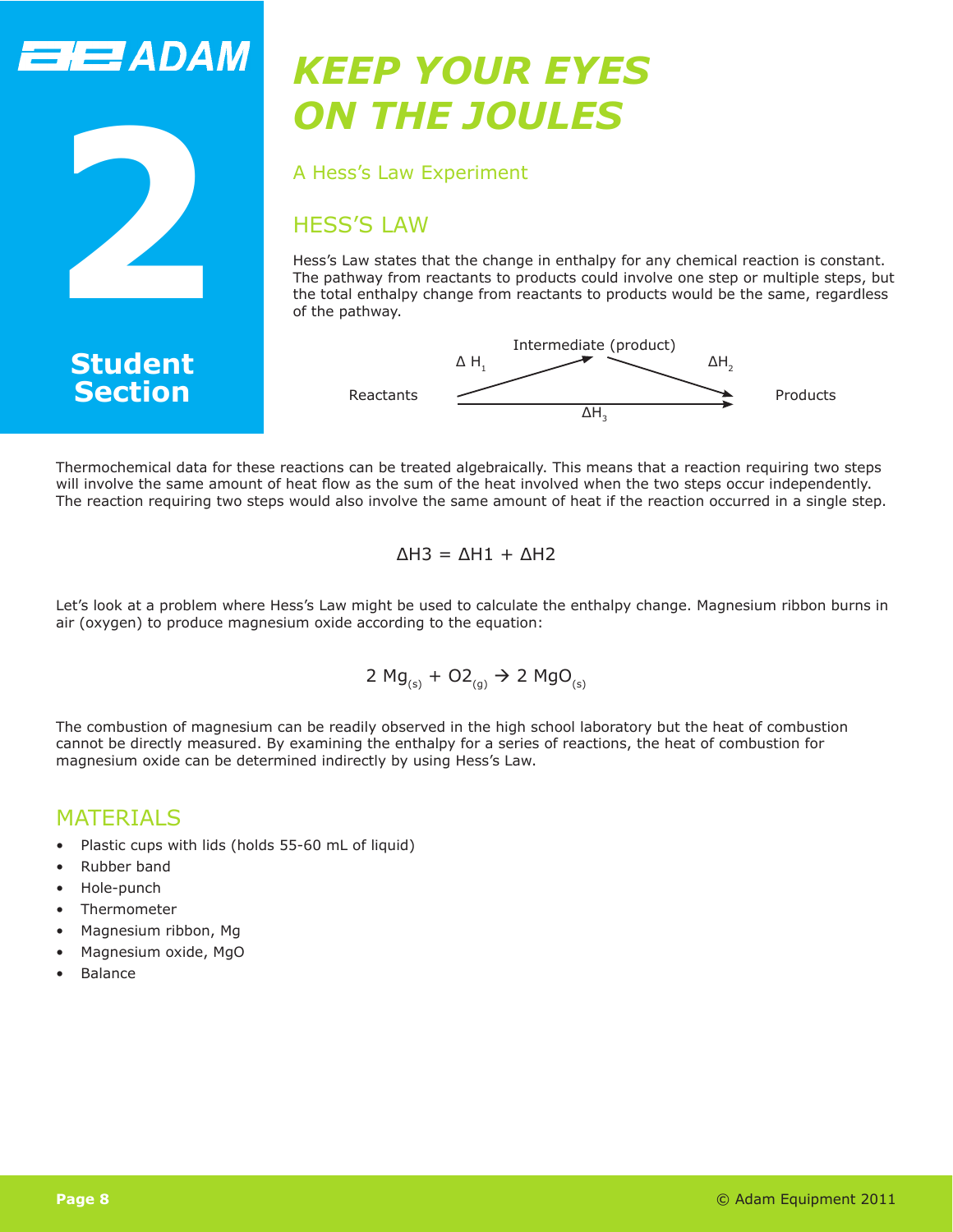# KEEP YOUR EYES ON THE JOULES

## 2 Student Section

A Hess's Law Experiment

## HESS'S LAW

Hess's Law states that the change in enthalpy for any chemical reaction is constant. The pathway from reactants to products could involve one step or multiple steps, but the total enthalpy change from reactants to products would be the same, regardless of the pathway.

Reactants —($\Delta H_1$)→ Intermediate (product) —($\Delta H_2$)→ Products

Reactants —($\Delta H_3$)→ Products

Thermochemical data for these reactions can be treated algebraically. This means that a reaction requiring two steps will involve the same amount of heat flow as the sum of the heat involved when the two steps occur independently. The reaction requiring two steps would also involve the same amount of heat if the reaction occurred in a single step.

$$\Delta H3 = \Delta H1 + \Delta H2$$

Let's look at a problem where Hess's Law might be used to calculate the enthalpy change. Magnesium ribbon burns in air (oxygen) to produce magnesium oxide according to the equation:

$$2\ Mg_{(s)} + O2_{(g)} \rightarrow 2\ MgO_{(s)}$$

The combustion of magnesium can be readily observed in the high school laboratory but the heat of combustion cannot be directly measured. By examining the enthalpy for a series of reactions, the heat of combustion for magnesium oxide can be determined indirectly by using Hess's Law.

## MATERIALS

- Plastic cups with lids (holds 55-60 mL of liquid)
- Rubber band
- Hole-punch
- Thermometer
- Magnesium ribbon, Mg
- Magnesium oxide, MgO
- Balance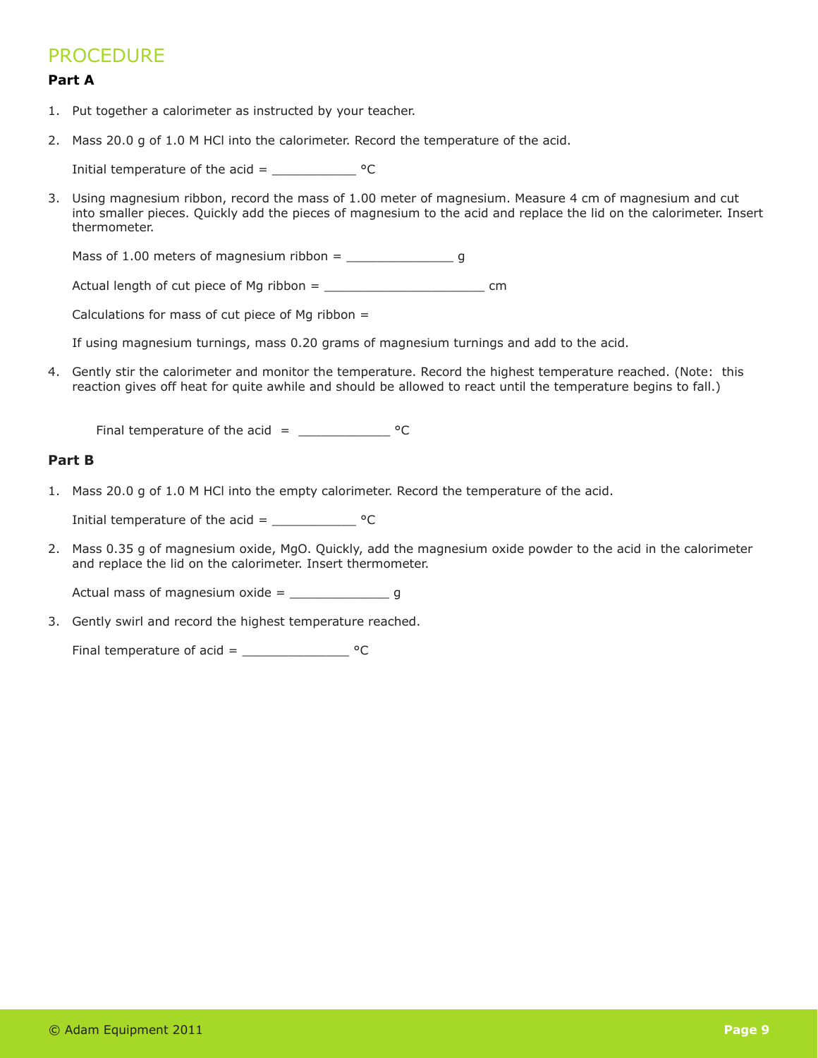## PROCEDURE

### Part A

1. Put together a calorimeter as instructed by your teacher.

2. Mass 20.0 g of 1.0 M HCl into the calorimeter. Record the temperature of the acid.

   Initial temperature of the acid = ___________ °C

3. Using magnesium ribbon, record the mass of 1.00 meter of magnesium. Measure 4 cm of magnesium and cut into smaller pieces. Quickly add the pieces of magnesium to the acid and replace the lid on the calorimeter. Insert thermometer.

   Mass of 1.00 meters of magnesium ribbon = ______________ g

   Actual length of cut piece of Mg ribbon = _____________________ cm

   Calculations for mass of cut piece of Mg ribbon =

   If using magnesium turnings, mass 0.20 grams of magnesium turnings and add to the acid.

4. Gently stir the calorimeter and monitor the temperature. Record the highest temperature reached. (Note: this reaction gives off heat for quite awhile and should be allowed to react until the temperature begins to fall.)

   Final temperature of the acid = ____________ °C

### Part B

1. Mass 20.0 g of 1.0 M HCl into the empty calorimeter. Record the temperature of the acid.

   Initial temperature of the acid = ___________ °C

2. Mass 0.35 g of magnesium oxide, MgO. Quickly, add the magnesium oxide powder to the acid in the calorimeter and replace the lid on the calorimeter. Insert thermometer.

   Actual mass of magnesium oxide = _____________ g

3. Gently swirl and record the highest temperature reached.

   Final temperature of acid = ______________ °C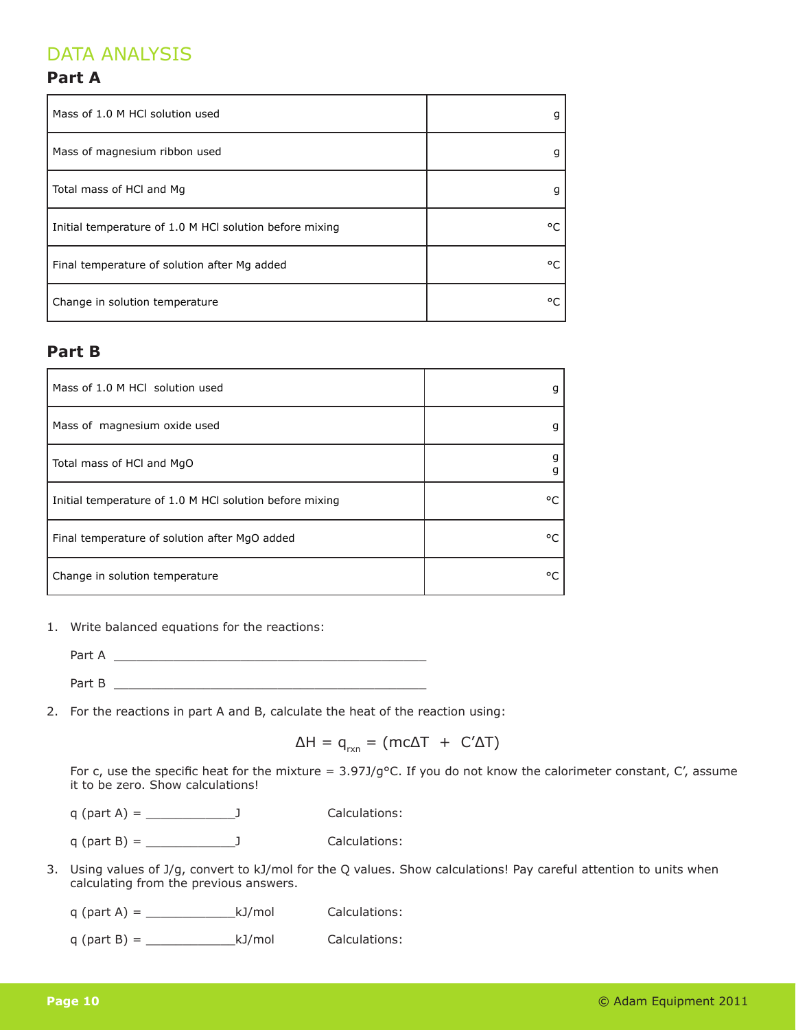## DATA ANALYSIS

### Part A

| | |
|---|---|
| Mass of 1.0 M HCl solution used | g |
| Mass of magnesium ribbon used | g |
| Total mass of HCl and Mg | g |
| Initial temperature of 1.0 M HCl solution before mixing | °C |
| Final temperature of solution after Mg added | °C |
| Change in solution temperature | °C |

### Part B

| | |
|---|---|
| Mass of 1.0 M HCl solution used | g |
| Mass of magnesium oxide used | g |
| Total mass of HCl and MgO | g g |
| Initial temperature of 1.0 M HCl solution before mixing | °C |
| Final temperature of solution after MgO added | °C |
| Change in solution temperature | °C |

1. Write balanced equations for the reactions:

   Part A ____________________________________________

   Part B ____________________________________________

2. For the reactions in part A and B, calculate the heat of the reaction using:

$$\Delta H = q_{rxn} = (mc\Delta T + C'\Delta T)$$

   For c, use the specific heat for the mixture = 3.97J/g°C. If you do not know the calorimeter constant, C', assume it to be zero. Show calculations!

   q (part A) = ____________J  Calculations:

   q (part B) = ____________J  Calculations:

3. Using values of J/g, convert to kJ/mol for the Q values. Show calculations! Pay careful attention to units when calculating from the previous answers.

   q (part A) = ____________kJ/mol  Calculations:

   q (part B) = ____________kJ/mol  Calculations: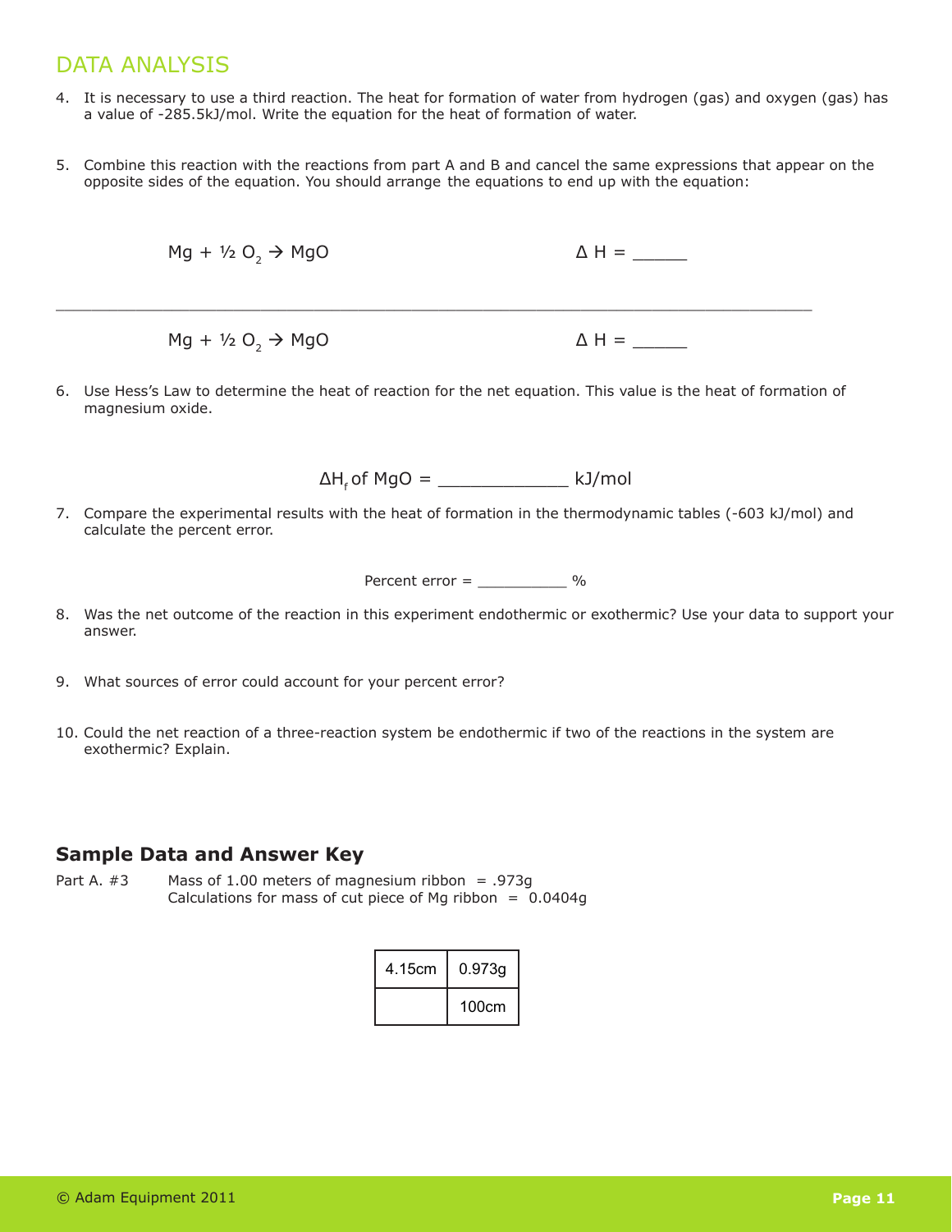## DATA ANALYSIS

4. It is necessary to use a third reaction. The heat for formation of water from hydrogen (gas) and oxygen (gas) has a value of -285.5kJ/mol. Write the equation for the heat of formation of water.

5. Combine this reaction with the reactions from part A and B and cancel the same expressions that appear on the opposite sides of the equation. You should arrange the equations to end up with the equation:

$Mg + ½ O_2 \rightarrow MgO$ Δ H = ______

---

$Mg + ½ O_2 \rightarrow MgO$ Δ H = ______

6. Use Hess's Law to determine the heat of reaction for the net equation. This value is the heat of formation of magnesium oxide.

$\Delta H_f$ of MgO = _____________ kJ/mol

7. Compare the experimental results with the heat of formation in the thermodynamic tables (-603 kJ/mol) and calculate the percent error.

Percent error = __________ %

8. Was the net outcome of the reaction in this experiment endothermic or exothermic? Use your data to support your answer.

9. What sources of error could account for your percent error?

10. Could the net reaction of a three-reaction system be endothermic if two of the reactions in the system are exothermic? Explain.

### Sample Data and Answer Key

Part A. #3 Mass of 1.00 meters of magnesium ribbon = .973g
Calculations for mass of cut piece of Mg ribbon = 0.0404g

| 4.15cm | 0.973g |
|---|---|
| | 100cm |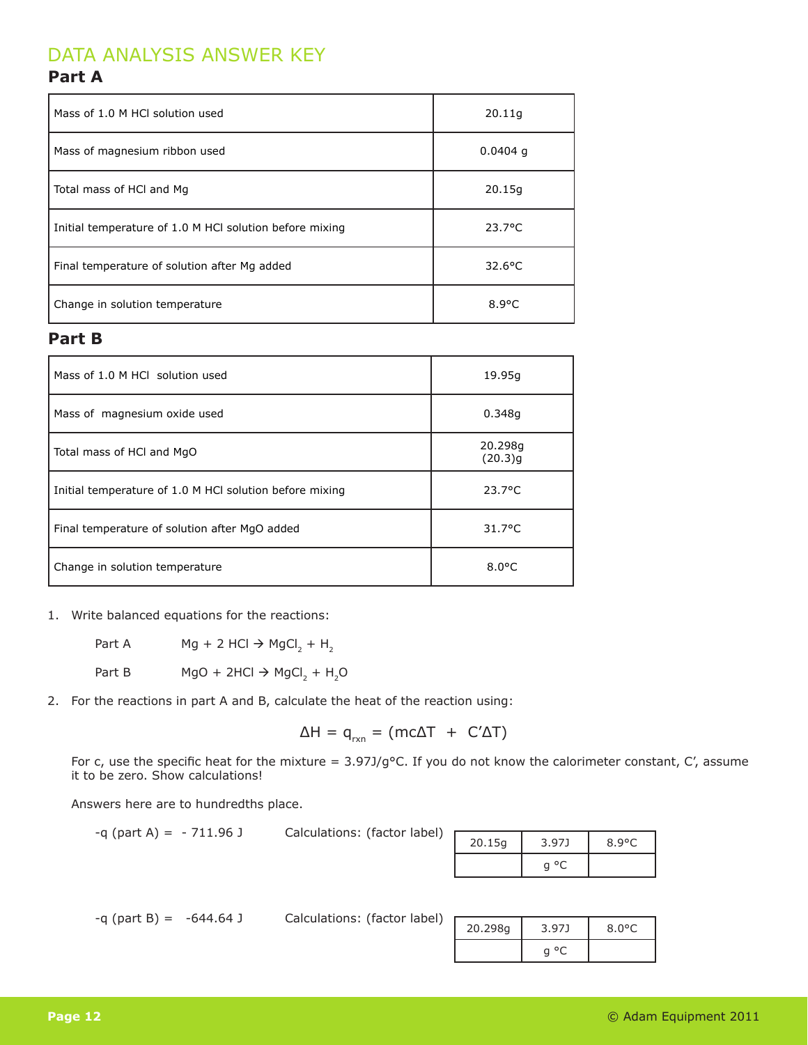# DATA ANALYSIS ANSWER KEY

## Part A

| | |
|---|---|
| Mass of 1.0 M HCl solution used | 20.11g |
| Mass of magnesium ribbon used | 0.0404 g |
| Total mass of HCl and Mg | 20.15g |
| Initial temperature of 1.0 M HCl solution before mixing | 23.7°C |
| Final temperature of solution after Mg added | 32.6°C |
| Change in solution temperature | 8.9°C |

## Part B

| | |
|---|---|
| Mass of 1.0 M HCl solution used | 19.95g |
| Mass of magnesium oxide used | 0.348g |
| Total mass of HCl and MgO | 20.298g (20.3)g |
| Initial temperature of 1.0 M HCl solution before mixing | 23.7°C |
| Final temperature of solution after MgO added | 31.7°C |
| Change in solution temperature | 8.0°C |

1. Write balanced equations for the reactions:

   Part A $Mg + 2\ HCl \rightarrow MgCl_2 + H_2$

   Part B $MgO + 2HCl \rightarrow MgCl_2 + H_2O$

2. For the reactions in part A and B, calculate the heat of the reaction using:

$$\Delta H = q_{rxn} = (mc\Delta T \ + \ C'\Delta T)$$

For c, use the specific heat for the mixture = 3.97J/g°C. If you do not know the calorimeter constant, C', assume it to be zero. Show calculations!

Answers here are to hundredths place.

-q (part A) = - 711.96 J Calculations: (factor label)

| 20.15g | 3.97J | 8.9°C |
|---|---|---|
| | g °C | |

-q (part B) = -644.64 J Calculations: (factor label)

| 20.298g | 3.97J | 8.0°C |
|---|---|---|
| | g °C | |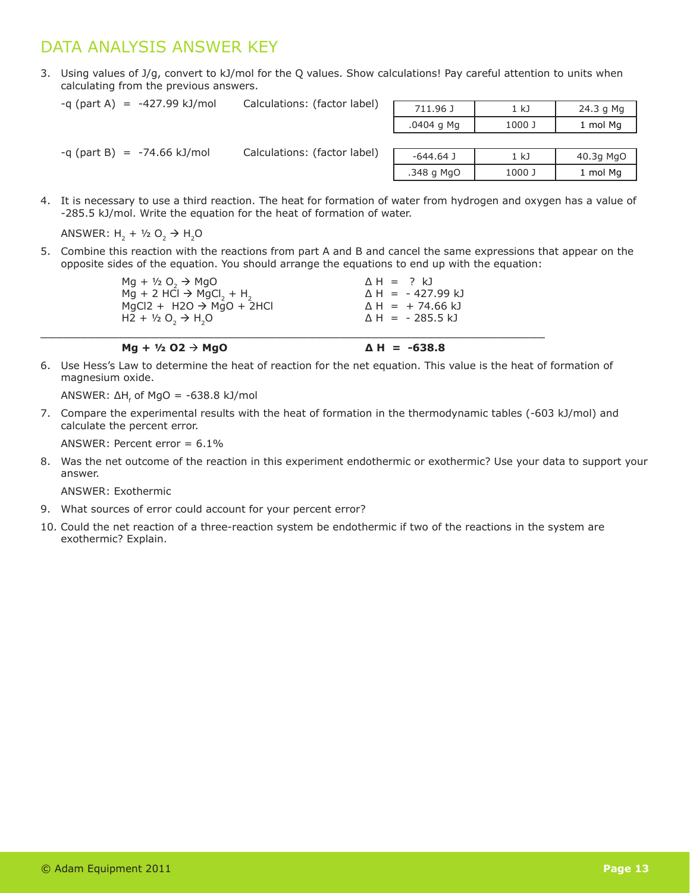## DATA ANALYSIS ANSWER KEY

3. Using values of J/g, convert to kJ/mol for the Q values. Show calculations! Pay careful attention to units when calculating from the previous answers.

-q (part A) = -427.99 kJ/mol Calculations: (factor label)

| | | |
|---|---|---|
| 711.96 J | 1 kJ | 24.3 g Mg |
| .0404 g Mg | 1000 J | 1 mol Mg |

-q (part B) = -74.66 kJ/mol Calculations: (factor label)

| | | |
|---|---|---|
| -644.64 J | 1 kJ | 40.3g MgO |
| .348 g MgO | 1000 J | 1 mol Mg |

4. It is necessary to use a third reaction. The heat for formation of water from hydrogen and oxygen has a value of -285.5 kJ/mol. Write the equation for the heat of formation of water.

   ANSWER: $H_2$ + ½ $O_2$ → $H_2O$

5. Combine this reaction with the reactions from part A and B and cancel the same expressions that appear on the opposite sides of the equation. You should arrange the equations to end up with the equation:

| | |
|---|---|
| Mg + ½ $O_2$ → MgO | Δ H = ? kJ |
| Mg + 2 HCl → $MgCl_2$ + $H_2$ | Δ H = - 427.99 kJ |
| MgCl2 + H2O → MgO + 2HCl | Δ H = + 74.66 kJ |
| H2 + ½ $O_2$ → $H_2O$ | Δ H = - 285.5 kJ |
| **Mg + ½ O2 → MgO** | **Δ H = -638.8** |

6. Use Hess's Law to determine the heat of reaction for the net equation. This value is the heat of formation of magnesium oxide.

   ANSWER: $\Delta H_f$ of MgO = -638.8 kJ/mol

7. Compare the experimental results with the heat of formation in the thermodynamic tables (-603 kJ/mol) and calculate the percent error.

   ANSWER: Percent error = 6.1%

8. Was the net outcome of the reaction in this experiment endothermic or exothermic? Use your data to support your answer.

   ANSWER: Exothermic

9. What sources of error could account for your percent error?

10. Could the net reaction of a three-reaction system be endothermic if two of the reactions in the system are exothermic? Explain.